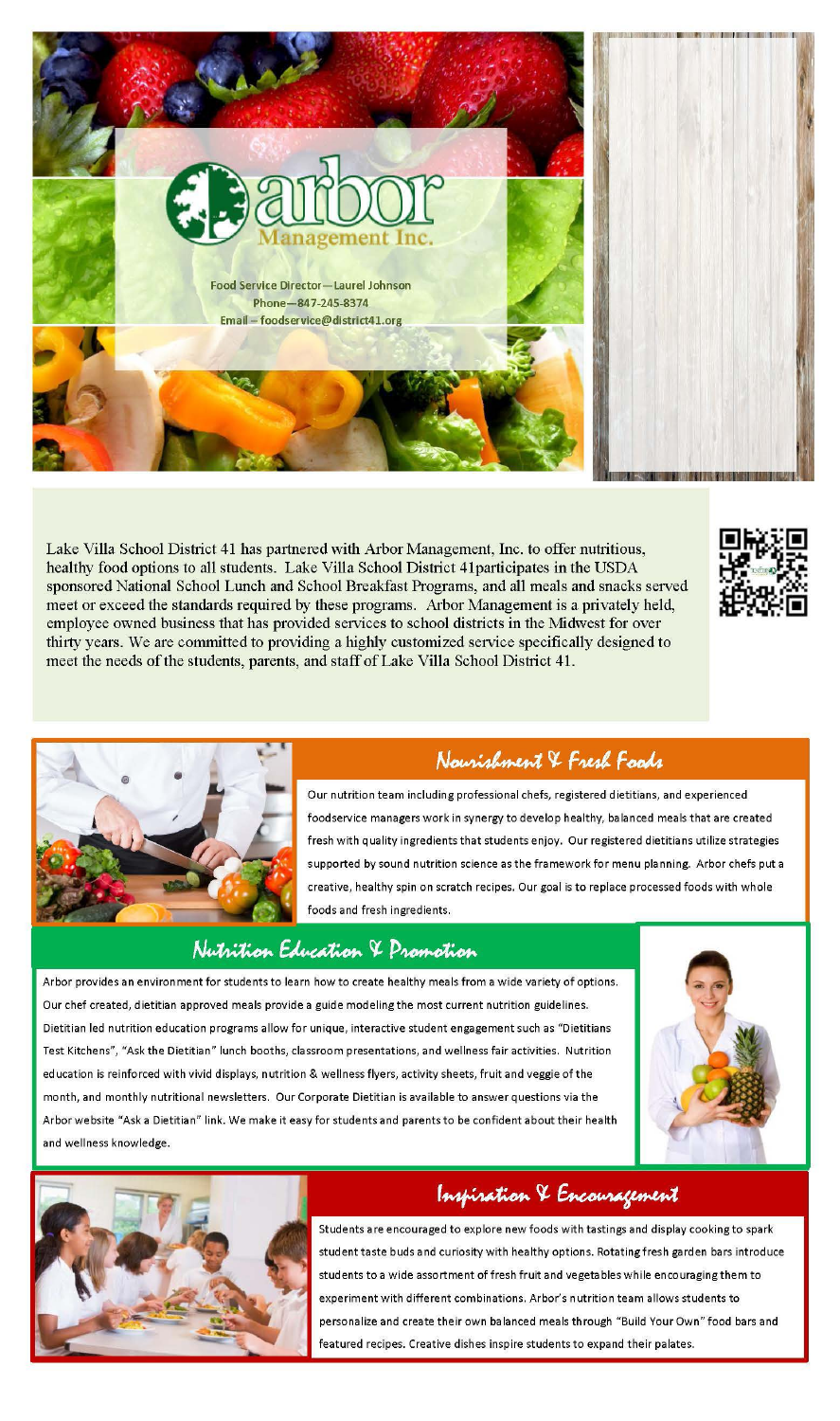# arbor Management Inc.

Food Service Director—Laurel Johnson
Phone—847-245-8374
Email – foodservice@district41.org

Lake Villa School District 41 has partnered with Arbor Management, Inc. to offer nutritious, healthy food options to all students. Lake Villa School District 41participates in the USDA sponsored National School Lunch and School Breakfast Programs, and all meals and snacks served meet or exceed the standards required by these programs. Arbor Management is a privately held, employee owned business that has provided services to school districts in the Midwest for over thirty years. We are committed to providing a highly customized service specifically designed to meet the needs of the students, parents, and staff of Lake Villa School District 41.

## Nourishment & Fresh Foods

Our nutrition team including professional chefs, registered dietitians, and experienced foodservice managers work in synergy to develop healthy, balanced meals that are created fresh with quality ingredients that students enjoy. Our registered dietitians utilize strategies supported by sound nutrition science as the framework for menu planning. Arbor chefs put a creative, healthy spin on scratch recipes. Our goal is to replace processed foods with whole foods and fresh ingredients.

## Nutrition Education & Promotion

Arbor provides an environment for students to learn how to create healthy meals from a wide variety of options. Our chef created, dietitian approved meals provide a guide modeling the most current nutrition guidelines. Dietitian led nutrition education programs allow for unique, interactive student engagement such as "Dietitians Test Kitchens", "Ask the Dietitian" lunch booths, classroom presentations, and wellness fair activities. Nutrition education is reinforced with vivid displays, nutrition & wellness flyers, activity sheets, fruit and veggie of the month, and monthly nutritional newsletters. Our Corporate Dietitian is available to answer questions via the Arbor website "Ask a Dietitian" link. We make it easy for students and parents to be confident about their health and wellness knowledge.

## Inspiration & Encouragement

Students are encouraged to explore new foods with tastings and display cooking to spark student taste buds and curiosity with healthy options. Rotating fresh garden bars introduce students to a wide assortment of fresh fruit and vegetables while encouraging them to experiment with different combinations. Arbor's nutrition team allows students to personalize and create their own balanced meals through "Build Your Own" food bars and featured recipes. Creative dishes inspire students to expand their palates.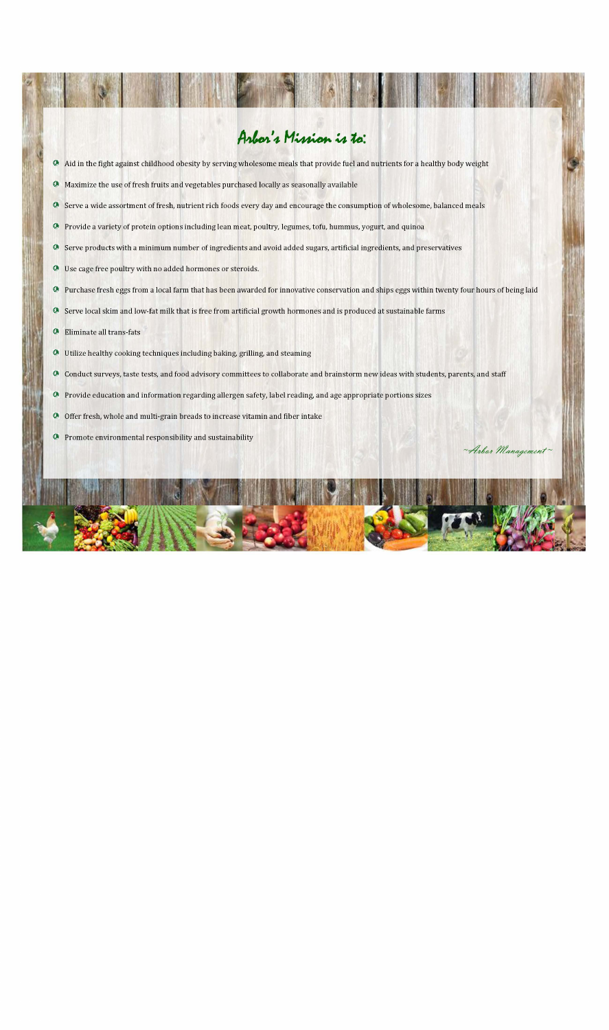# Arbor's Mission is to:

- Aid in the fight against childhood obesity by serving wholesome meals that provide fuel and nutrients for a healthy body weight
- Maximize the use of fresh fruits and vegetables purchased locally as seasonally available
- Serve a wide assortment of fresh, nutrient rich foods every day and encourage the consumption of wholesome, balanced meals
- Provide a variety of protein options including lean meat, poultry, legumes, tofu, hummus, yogurt, and quinoa
- Serve products with a minimum number of ingredients and avoid added sugars, artificial ingredients, and preservatives
- Use cage free poultry with no added hormones or steroids.
- Purchase fresh eggs from a local farm that has been awarded for innovative conservation and ships eggs within twenty four hours of being laid
- Serve local skim and low-fat milk that is free from artificial growth hormones and is produced at sustainable farms
- Eliminate all trans-fats
- Utilize healthy cooking techniques including baking, grilling, and steaming
- Conduct surveys, taste tests, and food advisory committees to collaborate and brainstorm new ideas with students, parents, and staff
- Provide education and information regarding allergen safety, label reading, and age appropriate portions sizes
- Offer fresh, whole and multi-grain breads to increase vitamin and fiber intake
- Promote environmental responsibility and sustainability

*~Arbor Management~*